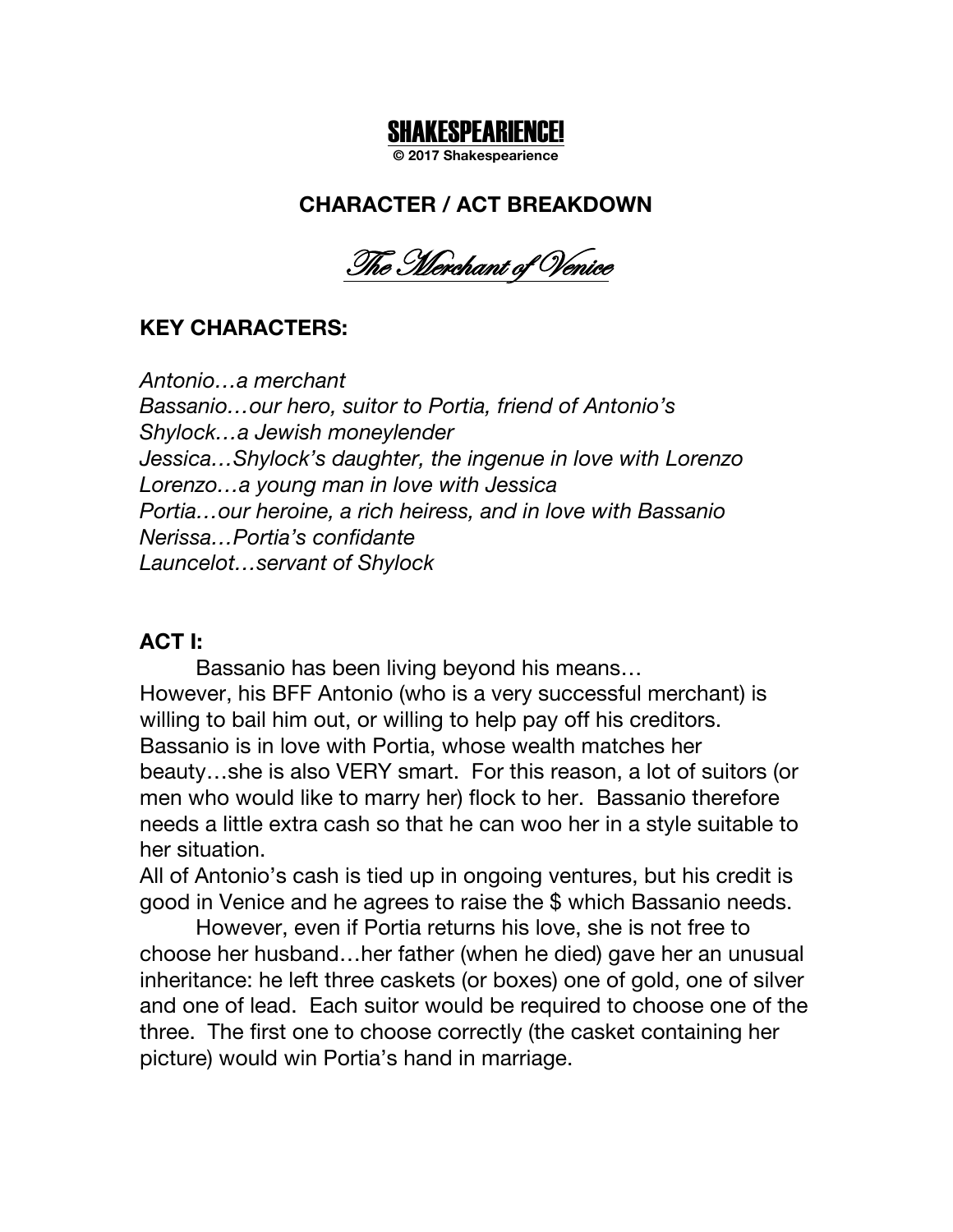# SHAKESPEARIENCE!

**© 2017 Shakespearience**

## CHARACTER / ACT BREAKDOWN

## *The Merchant of Venice*

### KEY CHARACTERS:

*Antonio…a merchant*
*Bassanio…our hero, suitor to Portia, friend of Antonio's*
*Shylock…a Jewish moneylender*
*Jessica…Shylock's daughter, the ingenue in love with Lorenzo*
*Lorenzo…a young man in love with Jessica*
*Portia…our heroine, a rich heiress, and in love with Bassanio*
*Nerissa…Portia's confidante*
*Launcelot…servant of Shylock*

### ACT I:

Bassanio has been living beyond his means…
However, his BFF Antonio (who is a very successful merchant) is willing to bail him out, or willing to help pay off his creditors. Bassanio is in love with Portia, whose wealth matches her beauty…she is also VERY smart. For this reason, a lot of suitors (or men who would like to marry her) flock to her. Bassanio therefore needs a little extra cash so that he can woo her in a style suitable to her situation.
All of Antonio's cash is tied up in ongoing ventures, but his credit is good in Venice and he agrees to raise the $ which Bassanio needs.

However, even if Portia returns his love, she is not free to choose her husband…her father (when he died) gave her an unusual inheritance: he left three caskets (or boxes) one of gold, one of silver and one of lead. Each suitor would be required to choose one of the three. The first one to choose correctly (the casket containing her picture) would win Portia's hand in marriage.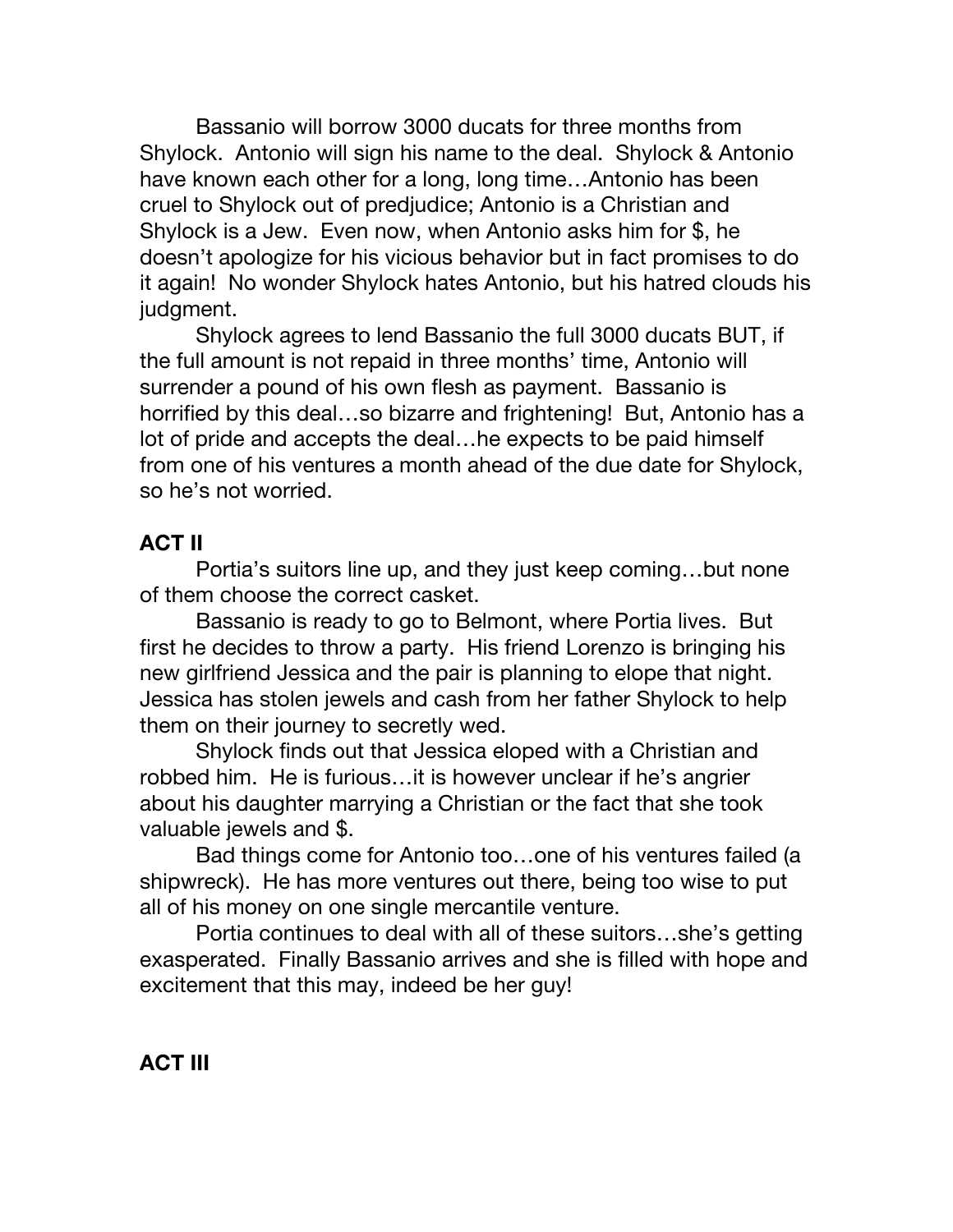Bassanio will borrow 3000 ducats for three months from Shylock. Antonio will sign his name to the deal. Shylock & Antonio have known each other for a long, long time…Antonio has been cruel to Shylock out of predjudice; Antonio is a Christian and Shylock is a Jew. Even now, when Antonio asks him for $, he doesn't apologize for his vicious behavior but in fact promises to do it again! No wonder Shylock hates Antonio, but his hatred clouds his judgment.

Shylock agrees to lend Bassanio the full 3000 ducats BUT, if the full amount is not repaid in three months' time, Antonio will surrender a pound of his own flesh as payment. Bassanio is horrified by this deal…so bizarre and frightening! But, Antonio has a lot of pride and accepts the deal…he expects to be paid himself from one of his ventures a month ahead of the due date for Shylock, so he's not worried.

## ACT II

Portia's suitors line up, and they just keep coming…but none of them choose the correct casket.

Bassanio is ready to go to Belmont, where Portia lives. But first he decides to throw a party. His friend Lorenzo is bringing his new girlfriend Jessica and the pair is planning to elope that night. Jessica has stolen jewels and cash from her father Shylock to help them on their journey to secretly wed.

Shylock finds out that Jessica eloped with a Christian and robbed him. He is furious…it is however unclear if he's angrier about his daughter marrying a Christian or the fact that she took valuable jewels and $.

Bad things come for Antonio too…one of his ventures failed (a shipwreck). He has more ventures out there, being too wise to put all of his money on one single mercantile venture.

Portia continues to deal with all of these suitors…she's getting exasperated. Finally Bassanio arrives and she is filled with hope and excitement that this may, indeed be her guy!

## ACT III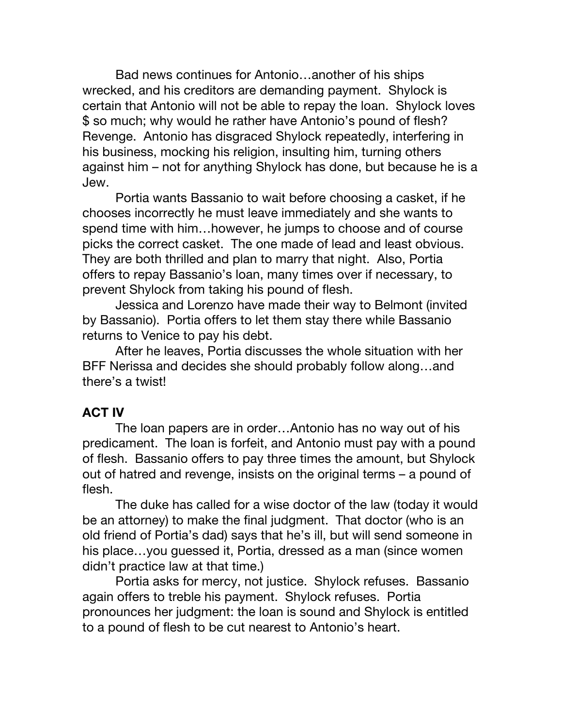Bad news continues for Antonio…another of his ships wrecked, and his creditors are demanding payment. Shylock is certain that Antonio will not be able to repay the loan. Shylock loves $ so much; why would he rather have Antonio's pound of flesh? Revenge. Antonio has disgraced Shylock repeatedly, interfering in his business, mocking his religion, insulting him, turning others against him – not for anything Shylock has done, but because he is a Jew.

Portia wants Bassanio to wait before choosing a casket, if he chooses incorrectly he must leave immediately and she wants to spend time with him…however, he jumps to choose and of course picks the correct casket. The one made of lead and least obvious. They are both thrilled and plan to marry that night. Also, Portia offers to repay Bassanio's loan, many times over if necessary, to prevent Shylock from taking his pound of flesh.

Jessica and Lorenzo have made their way to Belmont (invited by Bassanio). Portia offers to let them stay there while Bassanio returns to Venice to pay his debt.

After he leaves, Portia discusses the whole situation with her BFF Nerissa and decides she should probably follow along…and there's a twist!

## ACT IV

The loan papers are in order…Antonio has no way out of his predicament. The loan is forfeit, and Antonio must pay with a pound of flesh. Bassanio offers to pay three times the amount, but Shylock out of hatred and revenge, insists on the original terms – a pound of flesh.

The duke has called for a wise doctor of the law (today it would be an attorney) to make the final judgment. That doctor (who is an old friend of Portia's dad) says that he's ill, but will send someone in his place…you guessed it, Portia, dressed as a man (since women didn't practice law at that time.)

Portia asks for mercy, not justice. Shylock refuses. Bassanio again offers to treble his payment. Shylock refuses. Portia pronounces her judgment: the loan is sound and Shylock is entitled to a pound of flesh to be cut nearest to Antonio's heart.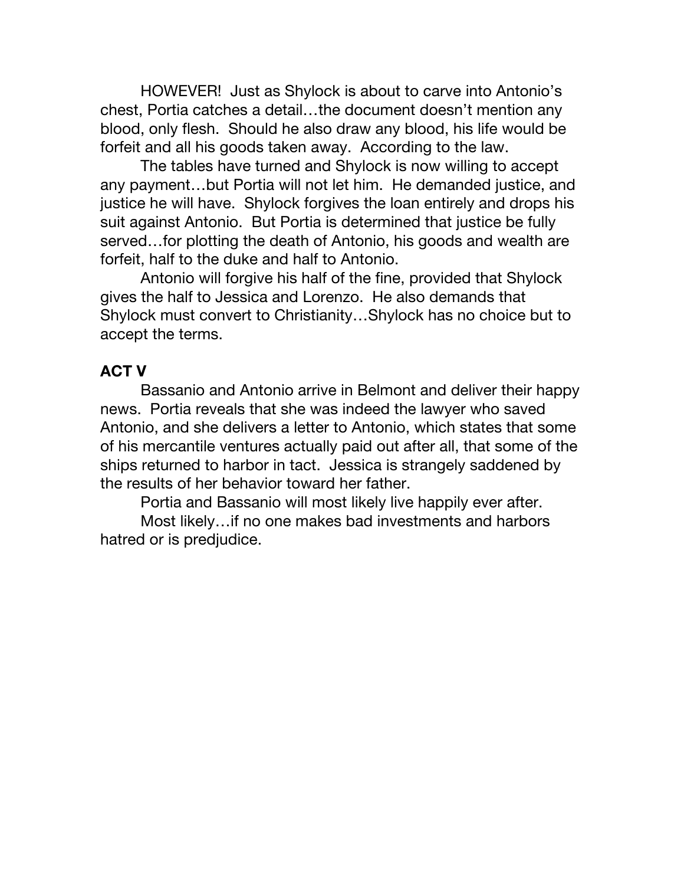HOWEVER! Just as Shylock is about to carve into Antonio's chest, Portia catches a detail…the document doesn't mention any blood, only flesh. Should he also draw any blood, his life would be forfeit and all his goods taken away. According to the law.

The tables have turned and Shylock is now willing to accept any payment…but Portia will not let him. He demanded justice, and justice he will have. Shylock forgives the loan entirely and drops his suit against Antonio. But Portia is determined that justice be fully served…for plotting the death of Antonio, his goods and wealth are forfeit, half to the duke and half to Antonio.

Antonio will forgive his half of the fine, provided that Shylock gives the half to Jessica and Lorenzo. He also demands that Shylock must convert to Christianity…Shylock has no choice but to accept the terms.

**ACT V**

Bassanio and Antonio arrive in Belmont and deliver their happy news. Portia reveals that she was indeed the lawyer who saved Antonio, and she delivers a letter to Antonio, which states that some of his mercantile ventures actually paid out after all, that some of the ships returned to harbor in tact. Jessica is strangely saddened by the results of her behavior toward her father.

Portia and Bassanio will most likely live happily ever after.

Most likely…if no one makes bad investments and harbors hatred or is predjudice.